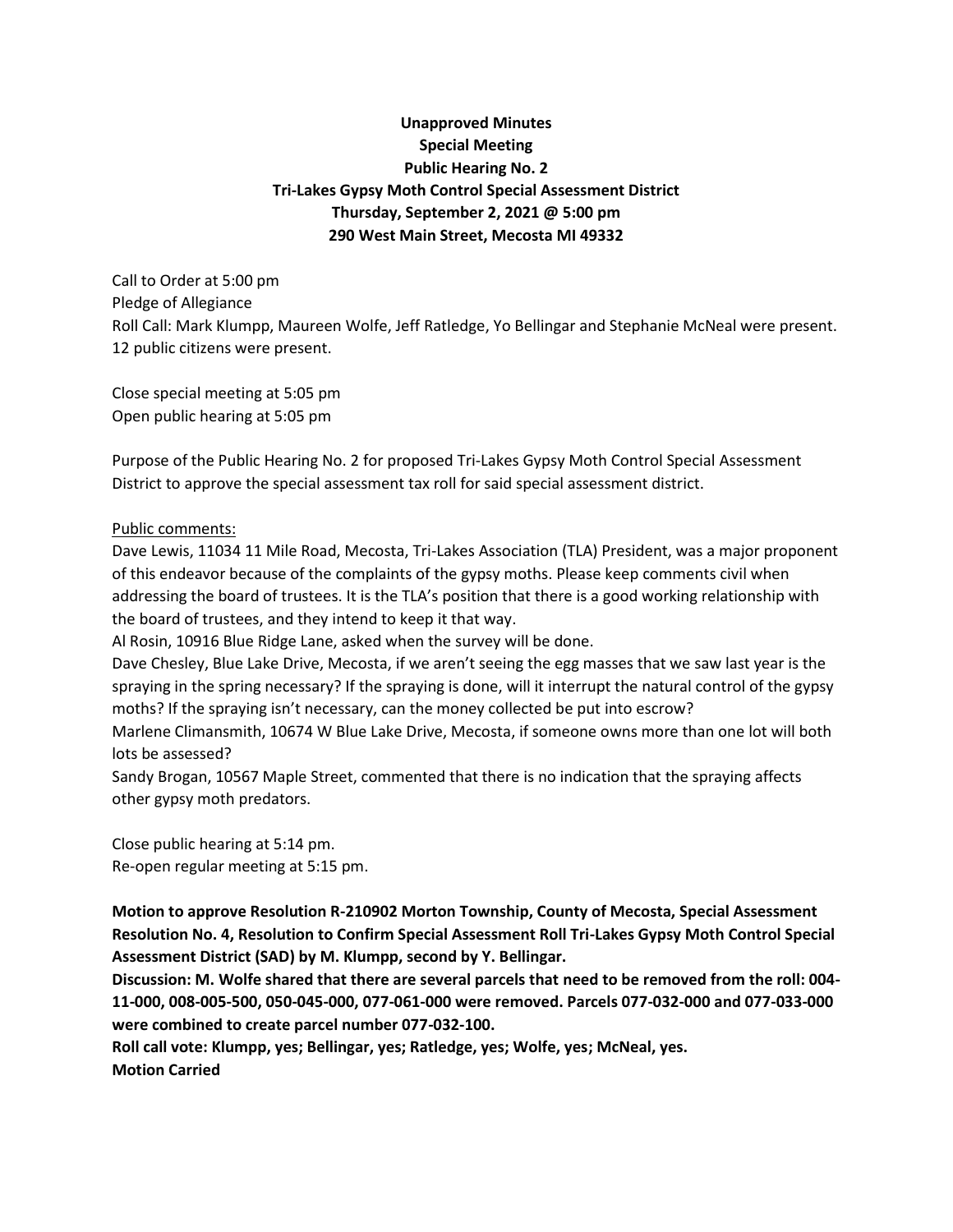**Unapproved Minutes**
**Special Meeting**
**Public Hearing No. 2**
**Tri-Lakes Gypsy Moth Control Special Assessment District**
**Thursday, September 2, 2021 @ 5:00 pm**
**290 West Main Street, Mecosta MI 49332**

Call to Order at 5:00 pm
Pledge of Allegiance
Roll Call: Mark Klumpp, Maureen Wolfe, Jeff Ratledge, Yo Bellingar and Stephanie McNeal were present. 12 public citizens were present.

Close special meeting at 5:05 pm
Open public hearing at 5:05 pm

Purpose of the Public Hearing No. 2 for proposed Tri-Lakes Gypsy Moth Control Special Assessment District to approve the special assessment tax roll for said special assessment district.

<u>Public comments:</u>
Dave Lewis, 11034 11 Mile Road, Mecosta, Tri-Lakes Association (TLA) President, was a major proponent of this endeavor because of the complaints of the gypsy moths. Please keep comments civil when addressing the board of trustees. It is the TLA's position that there is a good working relationship with the board of trustees, and they intend to keep it that way.
Al Rosin, 10916 Blue Ridge Lane, asked when the survey will be done.
Dave Chesley, Blue Lake Drive, Mecosta, if we aren't seeing the egg masses that we saw last year is the spraying in the spring necessary? If the spraying is done, will it interrupt the natural control of the gypsy moths? If the spraying isn't necessary, can the money collected be put into escrow?
Marlene Climansmith, 10674 W Blue Lake Drive, Mecosta, if someone owns more than one lot will both lots be assessed?
Sandy Brogan, 10567 Maple Street, commented that there is no indication that the spraying affects other gypsy moth predators.

Close public hearing at 5:14 pm.
Re-open regular meeting at 5:15 pm.

**Motion to approve Resolution R-210902 Morton Township, County of Mecosta, Special Assessment Resolution No. 4, Resolution to Confirm Special Assessment Roll Tri-Lakes Gypsy Moth Control Special Assessment District (SAD) by M. Klumpp, second by Y. Bellingar.**
**Discussion: M. Wolfe shared that there are several parcels that need to be removed from the roll: 004-11-000, 008-005-500, 050-045-000, 077-061-000 were removed. Parcels 077-032-000 and 077-033-000 were combined to create parcel number 077-032-100.**
**Roll call vote: Klumpp, yes; Bellingar, yes; Ratledge, yes; Wolfe, yes; McNeal, yes.**
**Motion Carried**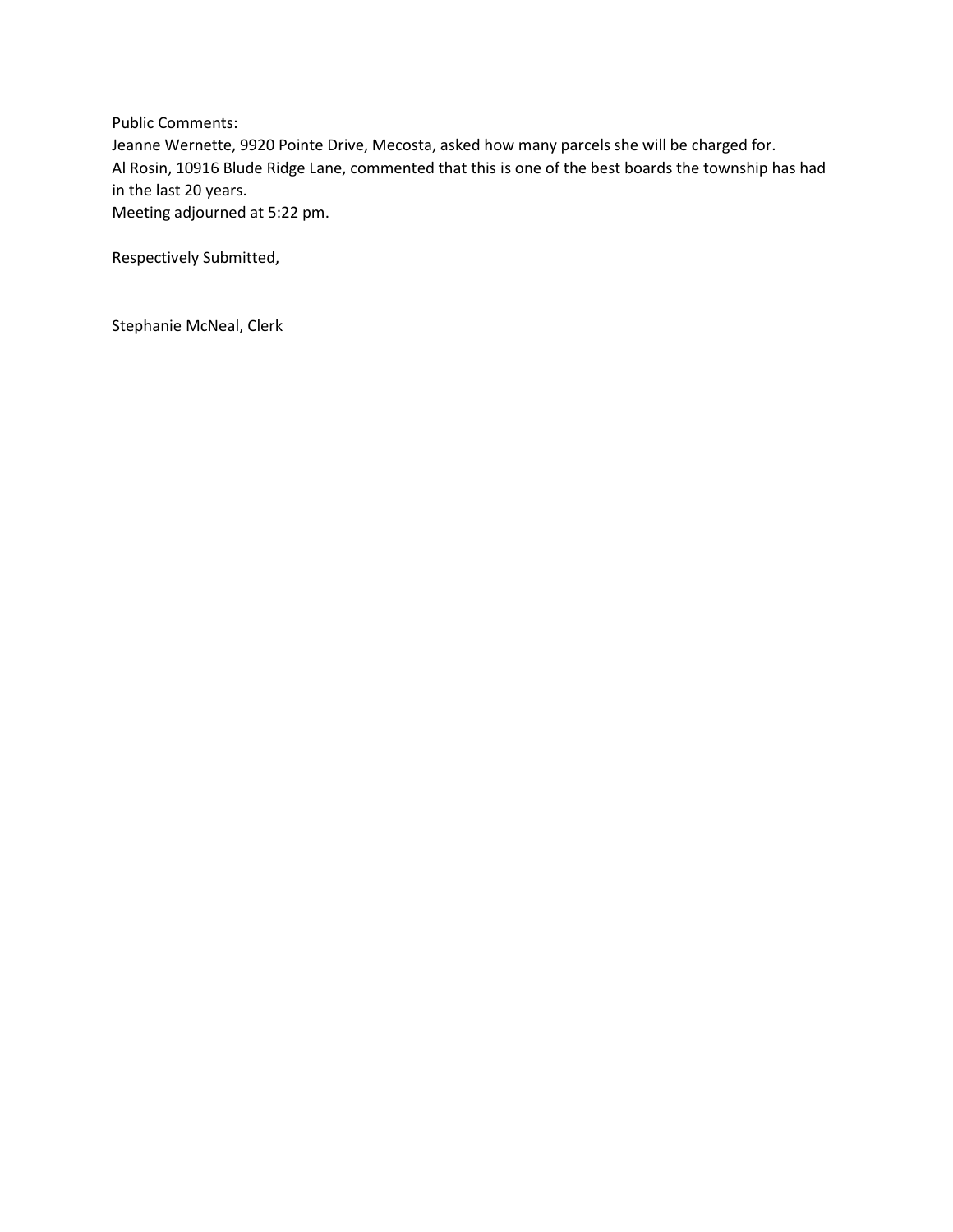Public Comments:
Jeanne Wernette, 9920 Pointe Drive, Mecosta, asked how many parcels she will be charged for.
Al Rosin, 10916 Blude Ridge Lane, commented that this is one of the best boards the township has had in the last 20 years.
Meeting adjourned at 5:22 pm.

Respectively Submitted,

Stephanie McNeal, Clerk